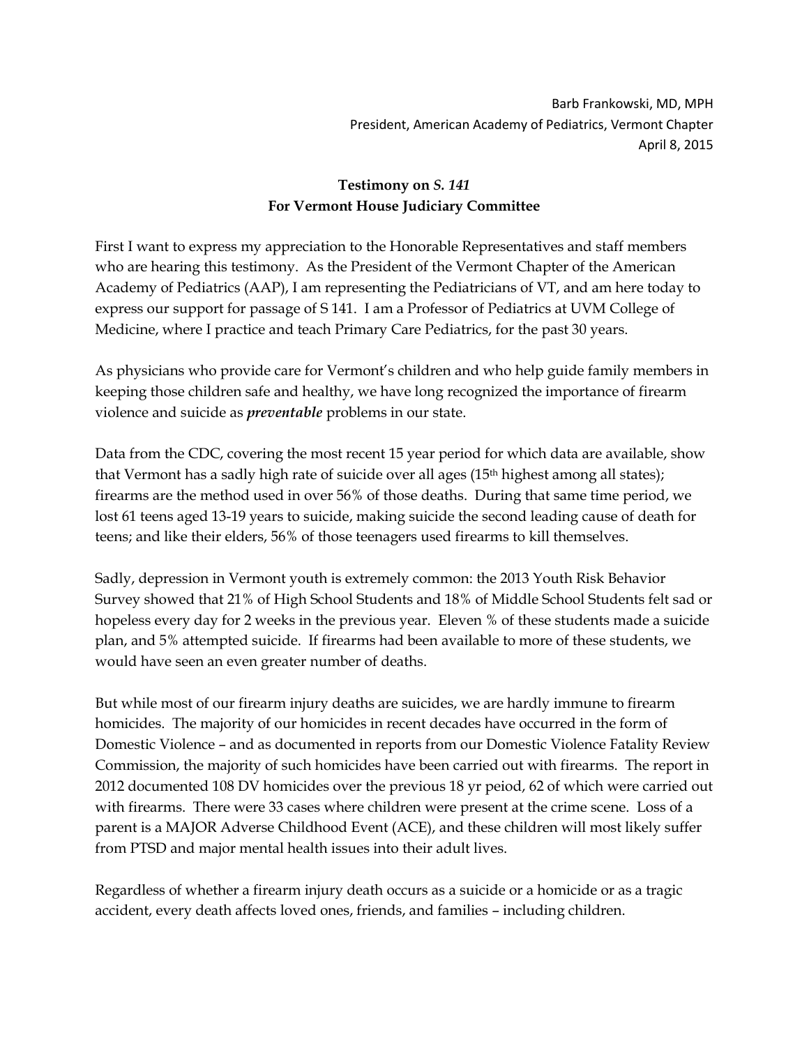Barb Frankowski, MD, MPH
President, American Academy of Pediatrics, Vermont Chapter
April 8, 2015

**Testimony on *S. 141***
**For Vermont House Judiciary Committee**

First I want to express my appreciation to the Honorable Representatives and staff members who are hearing this testimony. As the President of the Vermont Chapter of the American Academy of Pediatrics (AAP), I am representing the Pediatricians of VT, and am here today to express our support for passage of S 141. I am a Professor of Pediatrics at UVM College of Medicine, where I practice and teach Primary Care Pediatrics, for the past 30 years.

As physicians who provide care for Vermont's children and who help guide family members in keeping those children safe and healthy, we have long recognized the importance of firearm violence and suicide as ***preventable*** problems in our state.

Data from the CDC, covering the most recent 15 year period for which data are available, show that Vermont has a sadly high rate of suicide over all ages (15th highest among all states); firearms are the method used in over 56% of those deaths. During that same time period, we lost 61 teens aged 13-19 years to suicide, making suicide the second leading cause of death for teens; and like their elders, 56% of those teenagers used firearms to kill themselves.

Sadly, depression in Vermont youth is extremely common: the 2013 Youth Risk Behavior Survey showed that 21% of High School Students and 18% of Middle School Students felt sad or hopeless every day for 2 weeks in the previous year. Eleven % of these students made a suicide plan, and 5% attempted suicide. If firearms had been available to more of these students, we would have seen an even greater number of deaths.

But while most of our firearm injury deaths are suicides, we are hardly immune to firearm homicides. The majority of our homicides in recent decades have occurred in the form of Domestic Violence – and as documented in reports from our Domestic Violence Fatality Review Commission, the majority of such homicides have been carried out with firearms. The report in 2012 documented 108 DV homicides over the previous 18 yr peiod, 62 of which were carried out with firearms. There were 33 cases where children were present at the crime scene. Loss of a parent is a MAJOR Adverse Childhood Event (ACE), and these children will most likely suffer from PTSD and major mental health issues into their adult lives.

Regardless of whether a firearm injury death occurs as a suicide or a homicide or as a tragic accident, every death affects loved ones, friends, and families – including children.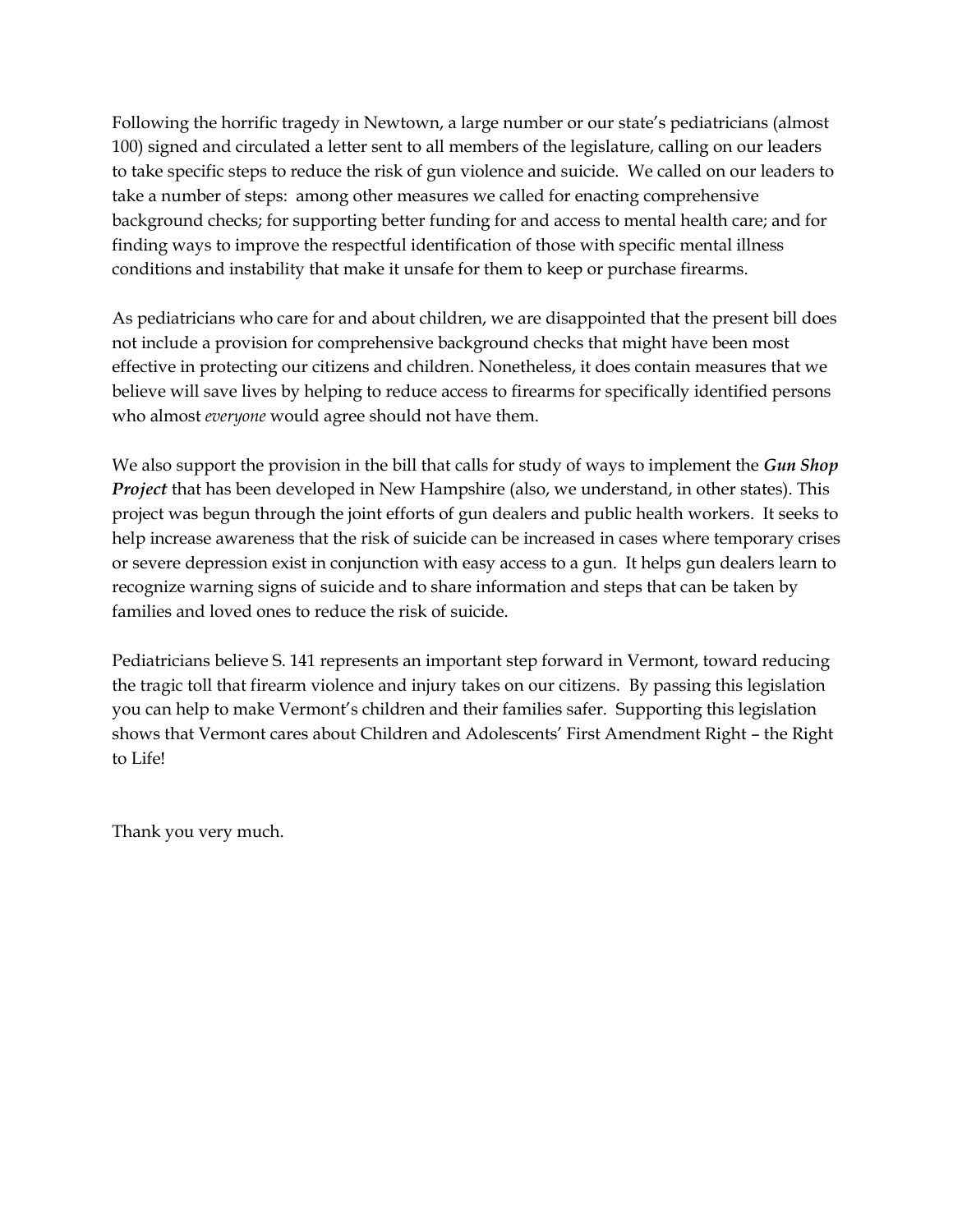Following the horrific tragedy in Newtown, a large number or our state's pediatricians (almost 100) signed and circulated a letter sent to all members of the legislature, calling on our leaders to take specific steps to reduce the risk of gun violence and suicide. We called on our leaders to take a number of steps: among other measures we called for enacting comprehensive background checks; for supporting better funding for and access to mental health care; and for finding ways to improve the respectful identification of those with specific mental illness conditions and instability that make it unsafe for them to keep or purchase firearms.

As pediatricians who care for and about children, we are disappointed that the present bill does not include a provision for comprehensive background checks that might have been most effective in protecting our citizens and children. Nonetheless, it does contain measures that we believe will save lives by helping to reduce access to firearms for specifically identified persons who almost *everyone* would agree should not have them.

We also support the provision in the bill that calls for study of ways to implement the ***Gun Shop Project*** that has been developed in New Hampshire (also, we understand, in other states). This project was begun through the joint efforts of gun dealers and public health workers. It seeks to help increase awareness that the risk of suicide can be increased in cases where temporary crises or severe depression exist in conjunction with easy access to a gun. It helps gun dealers learn to recognize warning signs of suicide and to share information and steps that can be taken by families and loved ones to reduce the risk of suicide.

Pediatricians believe S. 141 represents an important step forward in Vermont, toward reducing the tragic toll that firearm violence and injury takes on our citizens. By passing this legislation you can help to make Vermont's children and their families safer. Supporting this legislation shows that Vermont cares about Children and Adolescents' First Amendment Right – the Right to Life!

Thank you very much.